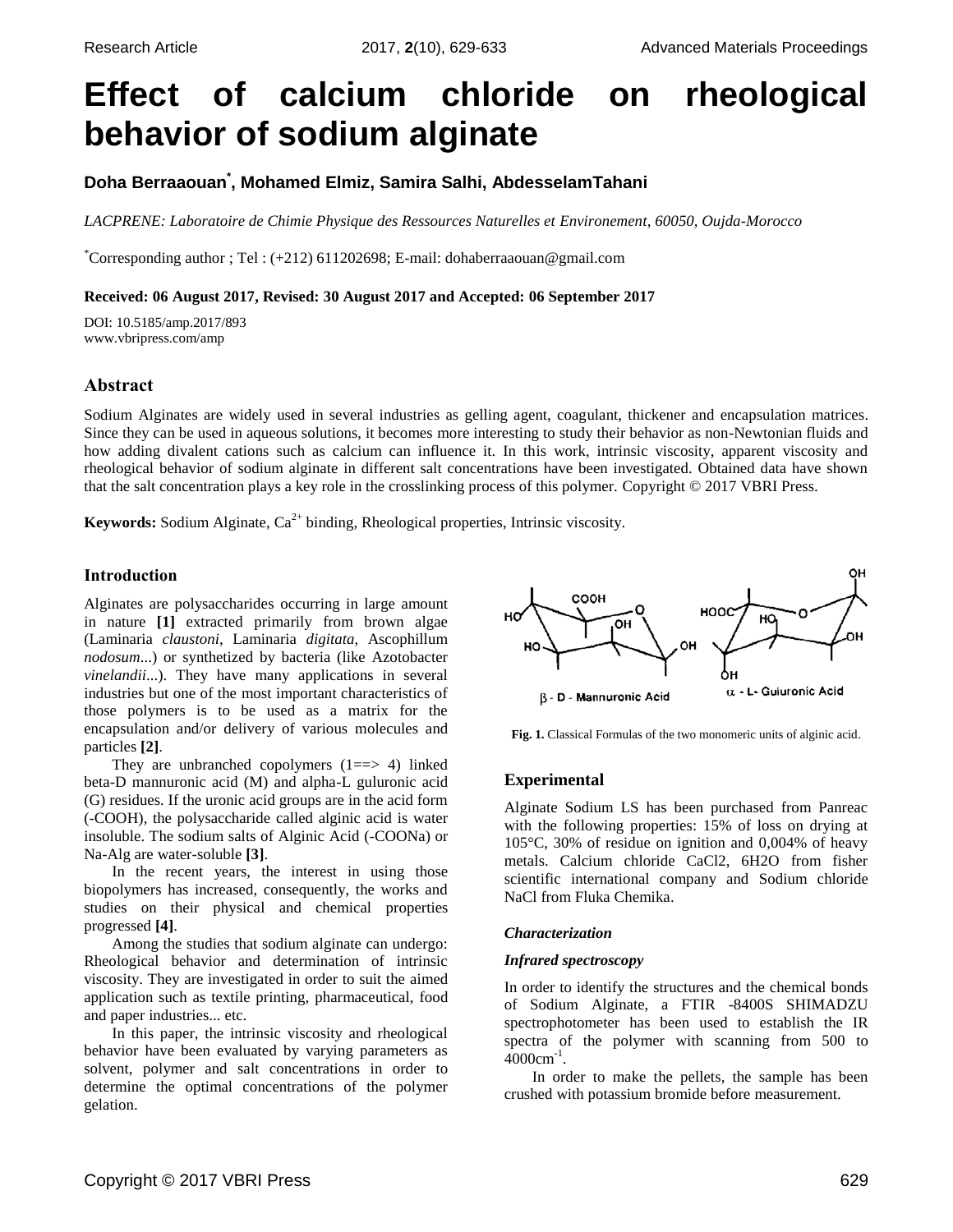# Effect of calcium chloride on rheological behavior of sodium alginate

**Doha Berraaouan[*], Mohamed Elmiz, Samira Salhi, AbdesselamTahani**

*LACPRENE: Laboratoire de Chimie Physique des Ressources Naturelles et Environement, 60050, Oujda-Morocco*

[*]Corresponding author ; Tel : (+212) 611202698; E-mail: dohaberraaouan@gmail.com

**Received: 06 August 2017, Revised: 30 August 2017 and Accepted: 06 September 2017**

DOI: 10.5185/amp.2017/893
www.vbripress.com/amp

## Abstract

Sodium Alginates are widely used in several industries as gelling agent, coagulant, thickener and encapsulation matrices. Since they can be used in aqueous solutions, it becomes more interesting to study their behavior as non-Newtonian fluids and how adding divalent cations such as calcium can influence it. In this work, intrinsic viscosity, apparent viscosity and rheological behavior of sodium alginate in different salt concentrations have been investigated. Obtained data have shown that the salt concentration plays a key role in the crosslinking process of this polymer. Copyright © 2017 VBRI Press.

**Keywords:** Sodium Alginate, $Ca^{2+}$ binding, Rheological properties, Intrinsic viscosity.

## Introduction

Alginates are polysaccharides occurring in large amount in nature **[1]** extracted primarily from brown algae (Laminaria *claustoni*, Laminaria *digitata*, Ascophillum *nodosum*...) or synthetized by bacteria (like Azotobacter *vinelandii*...). They have many applications in several industries but one of the most important characteristics of those polymers is to be used as a matrix for the encapsulation and/or delivery of various molecules and particles **[2]**.

They are unbranched copolymers (1==> 4) linked beta-D mannuronic acid (M) and alpha-L guluronic acid (G) residues. If the uronic acid groups are in the acid form (-COOH), the polysaccharide called alginic acid is water insoluble. The sodium salts of Alginic Acid (-COONa) or Na-Alg are water-soluble **[3]**.

In the recent years, the interest in using those biopolymers has increased, consequently, the works and studies on their physical and chemical properties progressed **[4]**.

Among the studies that sodium alginate can undergo: Rheological behavior and determination of intrinsic viscosity. They are investigated in order to suit the aimed application such as textile printing, pharmaceutical, food and paper industries... etc.

In this paper, the intrinsic viscosity and rheological behavior have been evaluated by varying parameters as solvent, polymer and salt concentrations in order to determine the optimal concentrations of the polymer gelation.

β - D - Mannuronic Acid    α - L- Guluronic Acid

**Fig. 1.** Classical Formulas of the two monomeric units of alginic acid.

## Experimental

Alginate Sodium LS has been purchased from Panreac with the following properties: 15% of loss on drying at 105°C, 30% of residue on ignition and 0,004% of heavy metals. Calcium chloride $CaCl_2$, $6H_2O$ from fisher scientific international company and Sodium chloride NaCl from Fluka Chemika.

### *Characterization*

#### *Infrared spectroscopy*

In order to identify the structures and the chemical bonds of Sodium Alginate, a FTIR -8400S SHIMADZU spectrophotometer has been used to establish the IR spectra of the polymer with scanning from 500 to $4000cm^{-1}$.

In order to make the pellets, the sample has been crushed with potassium bromide before measurement.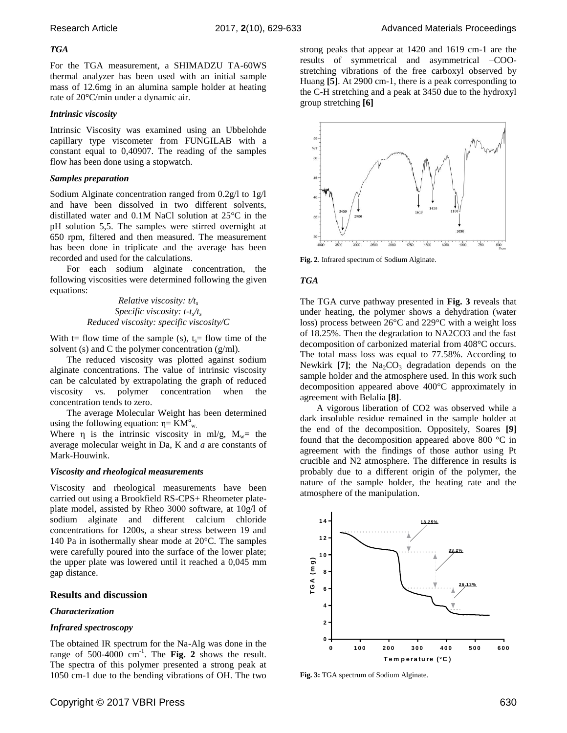### TGA

For the TGA measurement, a SHIMADZU TA-60WS thermal analyzer has been used with an initial sample mass of 12.6mg in an alumina sample holder at heating rate of 20°C/min under a dynamic air.

### Intrinsic viscosity

Intrinsic Viscosity was examined using an Ubbelohde capillary type viscometer from FUNGILAB with a constant equal to 0,40907. The reading of the samples flow has been done using a stopwatch.

### Samples preparation

Sodium Alginate concentration ranged from 0.2g/l to 1g/l and have been dissolved in two different solvents, distillated water and 0.1M NaCl solution at 25°C in the pH solution 5,5. The samples were stirred overnight at 650 rpm, filtered and then measured. The measurement has been done in triplicate and the average has been recorded and used for the calculations.

For each sodium alginate concentration, the following viscosities were determined following the given equations:

*Relative viscosity: $t/t_s$*
*Specific viscosity: $t-t_s/t_s$*
*Reduced viscosity: specific viscosity/C*

With t= flow time of the sample (s), $t_s$= flow time of the solvent (s) and C the polymer concentration (g/ml).

The reduced viscosity was plotted against sodium alginate concentrations. The value of intrinsic viscosity can be calculated by extrapolating the graph of reduced viscosity vs. polymer concentration when the concentration tends to zero.

The average Molecular Weight has been determined using the following equation: $\eta = KM^a_w$.

Where $\eta$ is the intrinsic viscosity in ml/g, $M_w$= the average molecular weight in Da, K and *a* are constants of Mark-Houwink.

### Viscosity and rheological measurements

Viscosity and rheological measurements have been carried out using a Brookfield RS-CPS+ Rheometer plate-plate model, assisted by Rheo 3000 software, at 10g/l of sodium alginate and different calcium chloride concentrations for 1200s, a shear stress between 19 and 140 Pa in isothermally shear mode at 20°C. The samples were carefully poured into the surface of the lower plate; the upper plate was lowered until it reached a 0,045 mm gap distance.

## Results and discussion

### Characterization

### Infrared spectroscopy

The obtained IR spectrum for the Na-Alg was done in the range of 500-4000 cm$^{-1}$. The **Fig. 2** shows the result. The spectra of this polymer presented a strong peak at 1050 cm-1 due to the bending vibrations of OH. The two strong peaks that appear at 1420 and 1619 cm-1 are the results of symmetrical and asymmetrical –COO- stretching vibrations of the free carboxyl observed by Huang **[5]**. At 2900 cm-1, there is a peak corresponding to the C-H stretching and a peak at 3450 due to the hydroxyl group stretching **[6]**

**Fig. 2**. Infrared spectrum of Sodium Alginate.

### TGA

The TGA curve pathway presented in **Fig. 3** reveals that under heating, the polymer shows a dehydration (water loss) process between 26°C and 229°C with a weight loss of 18.25%. Then the degradation to NA2CO3 and the fast decomposition of carbonized material from 408°C occurs. The total mass loss was equal to 77.58%. According to Newkirk **[7]**; the $Na_2CO_3$ degradation depends on the sample holder and the atmosphere used. In this work such decomposition appeared above 400°C approximately in agreement with Belalia **[8]**.

A vigorous liberation of CO2 was observed while a dark insoluble residue remained in the sample holder at the end of the decomposition. Oppositely, Soares **[9]** found that the decomposition appeared above 800 °C in agreement with the findings of those author using Pt crucible and N2 atmosphere. The difference in results is probably due to a different origin of the polymer, the nature of the sample holder, the heating rate and the atmosphere of the manipulation.

**Fig. 3:** TGA spectrum of Sodium Alginate.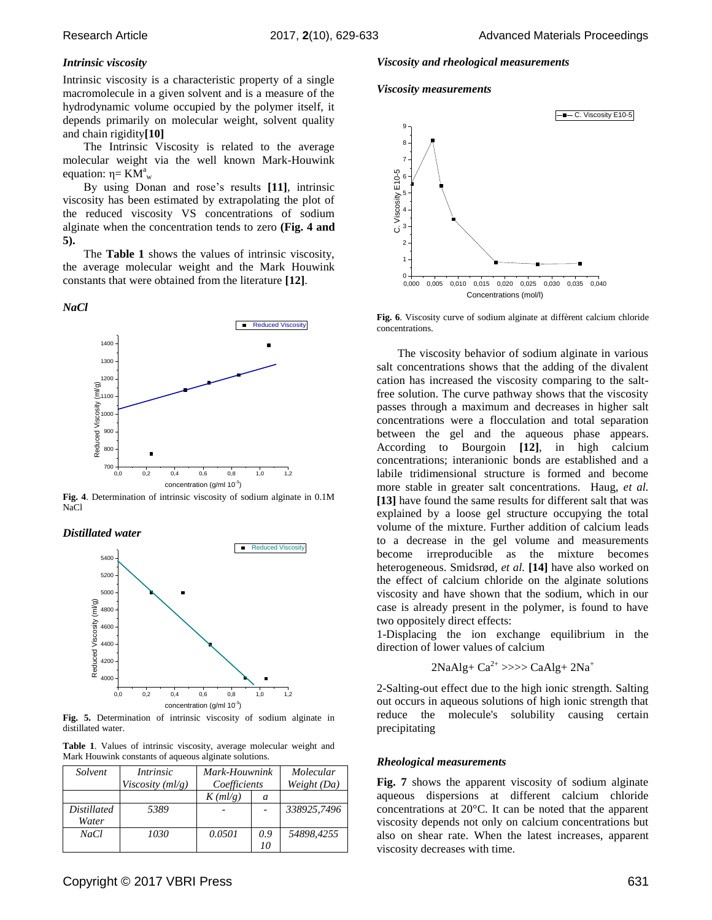### *Intrinsic viscosity*

Intrinsic viscosity is a characteristic property of a single macromolecule in a given solvent and is a measure of the hydrodynamic volume occupied by the polymer itself, it depends primarily on molecular weight, solvent quality and chain rigidity **[10]**

The Intrinsic Viscosity is related to the average molecular weight via the well known Mark-Houwink equation: $\eta = KM^{a}_{w}$

By using Donan and rose's results **[11]**, intrinsic viscosity has been estimated by extrapolating the plot of the reduced viscosity VS concentrations of sodium alginate when the concentration tends to zero **(Fig. 4 and 5).**

The **Table 1** shows the values of intrinsic viscosity, the average molecular weight and the Mark Houwink constants that were obtained from the literature **[12]**.

### *NaCl*

**Fig. 4**. Determination of intrinsic viscosity of sodium alginate in 0.1M NaCl

### *Distillated water*

**Fig. 5.** Determination of intrinsic viscosity of sodium alginate in distillated water.

**Table 1**. Values of intrinsic viscosity, average molecular weight and Mark Houwink constants of aqueous alginate solutions.

| *Solvent* | *Intrinsic Viscosity (ml/g)* | *Mark-Hounwink Coefficients* | | *Molecular Weight (Da)* |
|---|---|---|---|---|
| | | *K (ml/g)* | *a* | |
| *Distillated Water* | *5389* | - | - | *338925,7496* |
| *NaCl* | *1030* | *0.0501* | *0.910* | *54898,4255* |

### *Viscosity and rheological measurements*

#### *Viscosity measurements*

**Fig. 6**. Viscosity curve of sodium alginate at diffèrent calcium chloride concentrations.

The viscosity behavior of sodium alginate in various salt concentrations shows that the adding of the divalent cation has increased the viscosity comparing to the salt-free solution. The curve pathway shows that the viscosity passes through a maximum and decreases in higher salt concentrations were a flocculation and total separation between the gel and the aqueous phase appears. According to Bourgoin **[12]**, in high calcium concentrations; interanionic bonds are established and a labile tridimensional structure is formed and become more stable in greater salt concentrations. Haug, *et al.* **[13]** have found the same results for different salt that was explained by a loose gel structure occupying the total volume of the mixture. Further addition of calcium leads to a decrease in the gel volume and measurements become irreproducible as the mixture becomes heterogeneous. Smidsrød, *et al.* **[14]** have also worked on the effect of calcium chloride on the alginate solutions viscosity and have shown that the sodium, which in our case is already present in the polymer, is found to have two oppositely direct effects:

1-Displacing the ion exchange equilibrium in the direction of lower values of calcium

$$2NaAlg + Ca^{2+} >>>> CaAlg + 2Na^{+}$$

2-Salting-out effect due to the high ionic strength. Salting out occurs in aqueous solutions of high ionic strength that reduce the molecule's solubility causing certain precipitating

#### *Rheological measurements*

**Fig. 7** shows the apparent viscosity of sodium alginate aqueous dispersions at different calcium chloride concentrations at 20°C. It can be noted that the apparent viscosity depends not only on calcium concentrations but also on shear rate. When the latest increases, apparent viscosity decreases with time.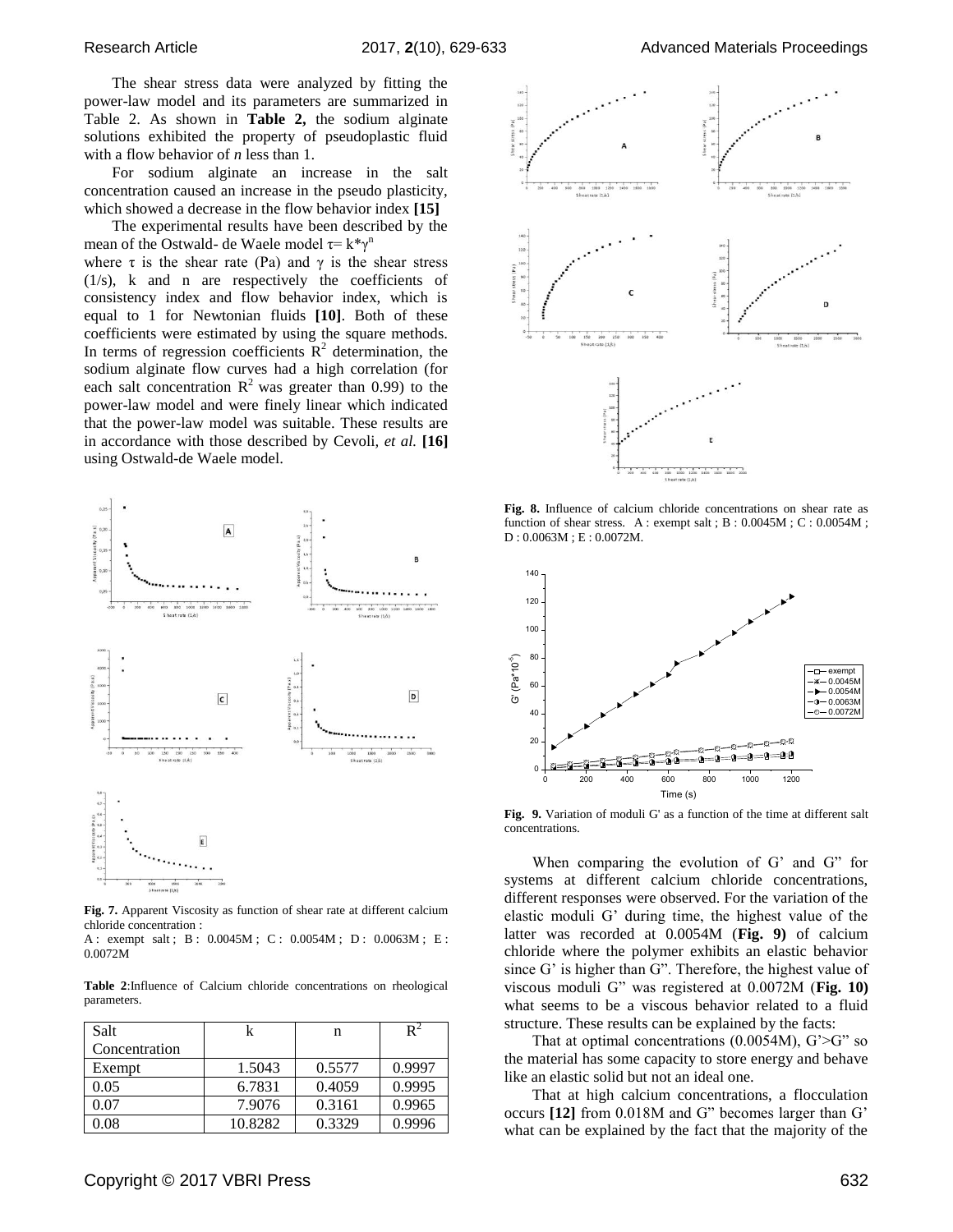The shear stress data were analyzed by fitting the power-law model and its parameters are summarized in Table 2. As shown in **Table 2,** the sodium alginate solutions exhibited the property of pseudoplastic fluid with a flow behavior of *n* less than 1.

For sodium alginate an increase in the salt concentration caused an increase in the pseudo plasticity, which showed a decrease in the flow behavior index **[15]**

The experimental results have been described by the mean of the Ostwald- de Waele model $\tau= k*\gamma^n$

where $\tau$ is the shear rate (Pa) and $\gamma$ is the shear stress (1/s), k and n are respectively the coefficients of consistency index and flow behavior index, which is equal to 1 for Newtonian fluids **[10]**. Both of these coefficients were estimated by using the square methods. In terms of regression coefficients $R^2$ determination, the sodium alginate flow curves had a high correlation (for each salt concentration $R^2$ was greater than 0.99) to the power-law model and were finely linear which indicated that the power-law model was suitable. These results are in accordance with those described by Cevoli, *et al.* **[16]** using Ostwald-de Waele model.

**Fig. 7.** Apparent Viscosity as function of shear rate at different calcium chloride concentration :
A : exempt salt ; B : 0.0045M ; C : 0.0054M ; D : 0.0063M ; E : 0.0072M

**Table 2**:Influence of Calcium chloride concentrations on rheological parameters.

| Salt Concentration | k | n | $R^2$ |
|---|---|---|---|
| Exempt | 1.5043 | 0.5577 | 0.9997 |
| 0.05 | 6.7831 | 0.4059 | 0.9995 |
| 0.07 | 7.9076 | 0.3161 | 0.9965 |
| 0.08 | 10.8282 | 0.3329 | 0.9996 |

**Fig. 8.** Influence of calcium chloride concentrations on shear rate as function of shear stress. A : exempt salt ; B : 0.0045M ; C : 0.0054M ; D : 0.0063M ; E : 0.0072M.

**Fig. 9.** Variation of moduli G' as a function of the time at different salt concentrations.

When comparing the evolution of G' and G" for systems at different calcium chloride concentrations, different responses were observed. For the variation of the elastic moduli G' during time, the highest value of the latter was recorded at 0.0054M (**Fig. 9)** of calcium chloride where the polymer exhibits an elastic behavior since G' is higher than G". Therefore, the highest value of viscous moduli G" was registered at 0.0072M (**Fig. 10)** what seems to be a viscous behavior related to a fluid structure. These results can be explained by the facts:

That at optimal concentrations (0.0054M), G'>G" so the material has some capacity to store energy and behave like an elastic solid but not an ideal one.

That at high calcium concentrations, a flocculation occurs **[12]** from 0.018M and G" becomes larger than G' what can be explained by the fact that the majority of the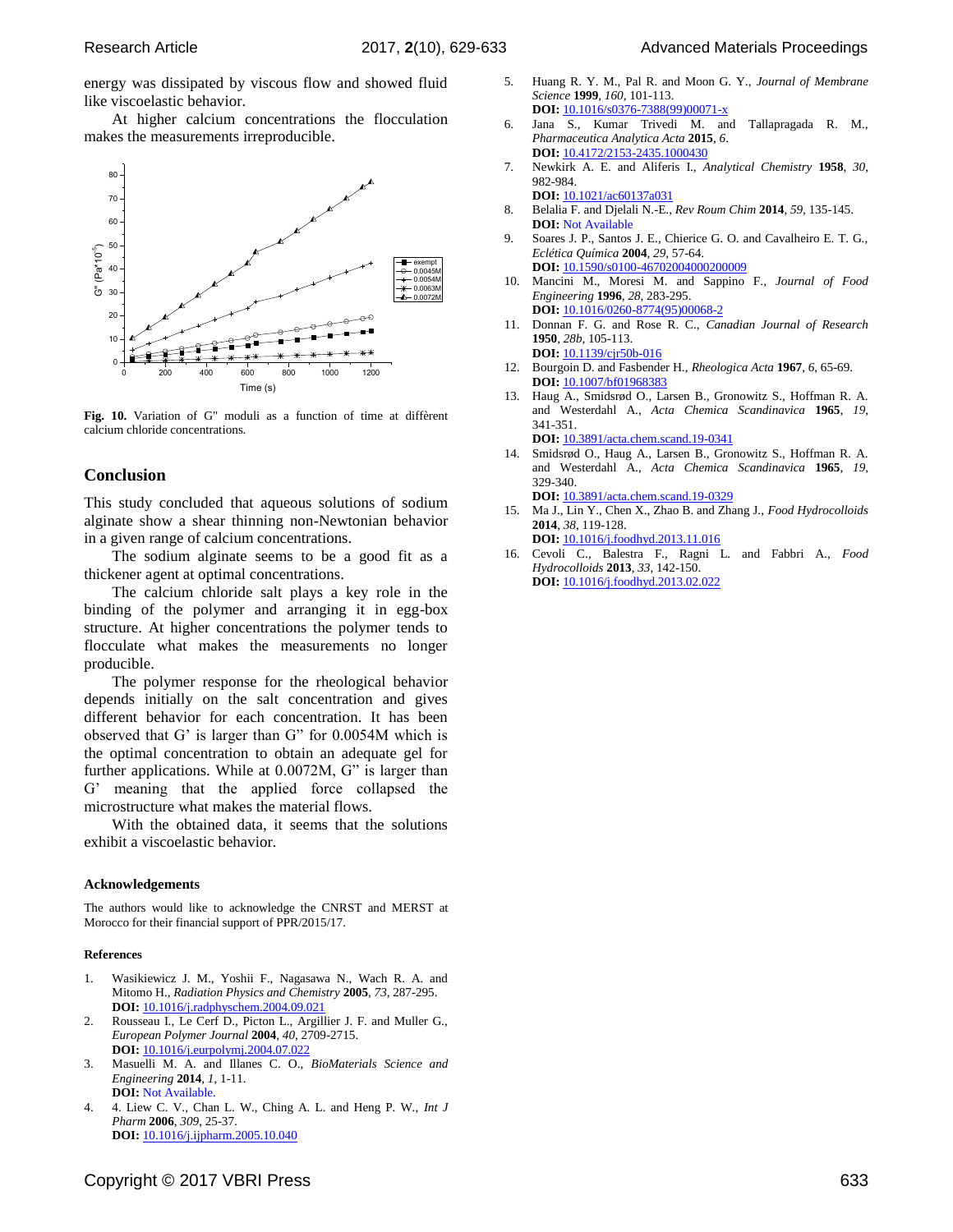energy was dissipated by viscous flow and showed fluid like viscoelastic behavior.

At higher calcium concentrations the flocculation makes the measurements irreproducible.

80
70
60
50
40
30
20
10
0
G" (Pa*10$^{-5}$)
0
200
400
600
800
1000
1200
Time (s)
exempt
0.0045M
0.0054M
0.0063M
0.0072M

**Fig. 10.** Variation of G" moduli as a function of time at diffèrent calcium chloride concentrations.

## Conclusion

This study concluded that aqueous solutions of sodium alginate show a shear thinning non-Newtonian behavior in a given range of calcium concentrations.

The sodium alginate seems to be a good fit as a thickener agent at optimal concentrations.

The calcium chloride salt plays a key role in the binding of the polymer and arranging it in egg-box structure. At higher concentrations the polymer tends to flocculate what makes the measurements no longer producible.

The polymer response for the rheological behavior depends initially on the salt concentration and gives different behavior for each concentration. It has been observed that G' is larger than G" for 0.0054M which is the optimal concentration to obtain an adequate gel for further applications. While at 0.0072M, G" is larger than G' meaning that the applied force collapsed the microstructure what makes the material flows.

With the obtained data, it seems that the solutions exhibit a viscoelastic behavior.

### Acknowledgements

The authors would like to acknowledge the CNRST and MERST at Morocco for their financial support of PPR/2015/17.

### References

1. Wasikiewicz J. M., Yoshii F., Nagasawa N., Wach R. A. and Mitomo H., *Radiation Physics and Chemistry* **2005**, *73*, 287-295. **DOI:** 10.1016/j.radphyschem.2004.09.021
2. Rousseau I., Le Cerf D., Picton L., Argillier J. F. and Muller G., *European Polymer Journal* **2004**, *40*, 2709-2715. **DOI:** 10.1016/j.eurpolymj.2004.07.022
3. Masuelli M. A. and Illanes C. O., *BioMaterials Science and Engineering* **2014**, *1*, 1-11. **DOI:** Not Available.
4. 4. Liew C. V., Chan L. W., Ching A. L. and Heng P. W., *Int J Pharm* **2006**, *309*, 25-37. **DOI:** 10.1016/j.ijpharm.2005.10.040
5. Huang R. Y. M., Pal R. and Moon G. Y., *Journal of Membrane Science* **1999**, *160*, 101-113. **DOI:** 10.1016/s0376-7388(99)00071-x
6. Jana S., Kumar Trivedi M. and Tallapragada R. M., *Pharmaceutica Analytica Acta* **2015**, *6*. **DOI:** 10.4172/2153-2435.1000430
7. Newkirk A. E. and Aliferis I., *Analytical Chemistry* **1958**, *30*, 982-984. **DOI:** 10.1021/ac60137a031
8. Belalia F. and Djelali N.-E., *Rev Roum Chim* **2014**, *59*, 135-145. **DOI:** Not Available
9. Soares J. P., Santos J. E., Chierice G. O. and Cavalheiro E. T. G., *Eclética Química* **2004**, *29*, 57-64. **DOI:** 10.1590/s0100-46702004000200009
10. Mancini M., Moresi M. and Sappino F., *Journal of Food Engineering* **1996**, *28*, 283-295. **DOI:** 10.1016/0260-8774(95)00068-2
11. Donnan F. G. and Rose R. C., *Canadian Journal of Research* **1950**, *28b*, 105-113. **DOI:** 10.1139/cjr50b-016
12. Bourgoin D. and Fasbender H., *Rheologica Acta* **1967**, *6*, 65-69. **DOI:** 10.1007/bf01968383
13. Haug A., Smidsrød O., Larsen B., Gronowitz S., Hoffman R. A. and Westerdahl A., *Acta Chemica Scandinavica* **1965**, *19*, 341-351. **DOI:** 10.3891/acta.chem.scand.19-0341
14. Smidsrød O., Haug A., Larsen B., Gronowitz S., Hoffman R. A. and Westerdahl A., *Acta Chemica Scandinavica* **1965**, *19*, 329-340. **DOI:** 10.3891/acta.chem.scand.19-0329
15. Ma J., Lin Y., Chen X., Zhao B. and Zhang J., *Food Hydrocolloids* **2014**, *38*, 119-128. **DOI:** 10.1016/j.foodhyd.2013.11.016
16. Cevoli C., Balestra F., Ragni L. and Fabbri A., *Food Hydrocolloids* **2013**, *33*, 142-150. **DOI:** 10.1016/j.foodhyd.2013.02.022